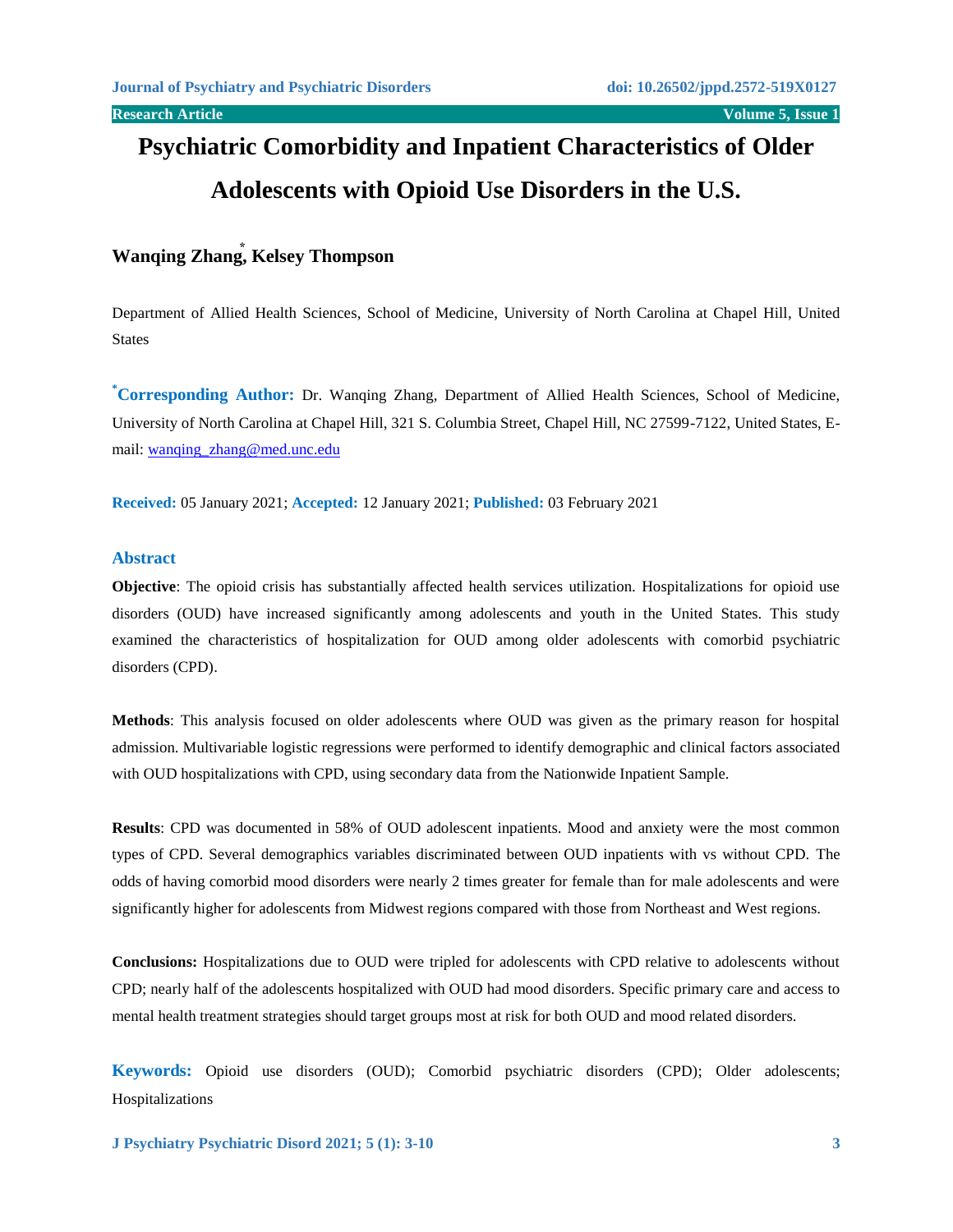# Psychiatric Comorbidity and Inpatient Characteristics of Older Adolescents with Opioid Use Disorders in the U.S.

**Wanqing Zhang[*], Kelsey Thompson**

Department of Allied Health Sciences, School of Medicine, University of North Carolina at Chapel Hill, United States

**[*]Corresponding Author:** Dr. Wanqing Zhang, Department of Allied Health Sciences, School of Medicine, University of North Carolina at Chapel Hill, 321 S. Columbia Street, Chapel Hill, NC 27599-7122, United States, E-mail: wanqing_zhang@med.unc.edu

**Received:** 05 January 2021; **Accepted:** 12 January 2021; **Published:** 03 February 2021

## Abstract

**Objective**: The opioid crisis has substantially affected health services utilization. Hospitalizations for opioid use disorders (OUD) have increased significantly among adolescents and youth in the United States. This study examined the characteristics of hospitalization for OUD among older adolescents with comorbid psychiatric disorders (CPD).

**Methods**: This analysis focused on older adolescents where OUD was given as the primary reason for hospital admission. Multivariable logistic regressions were performed to identify demographic and clinical factors associated with OUD hospitalizations with CPD, using secondary data from the Nationwide Inpatient Sample.

**Results**: CPD was documented in 58% of OUD adolescent inpatients. Mood and anxiety were the most common types of CPD. Several demographics variables discriminated between OUD inpatients with vs without CPD. The odds of having comorbid mood disorders were nearly 2 times greater for female than for male adolescents and were significantly higher for adolescents from Midwest regions compared with those from Northeast and West regions.

**Conclusions:** Hospitalizations due to OUD were tripled for adolescents with CPD relative to adolescents without CPD; nearly half of the adolescents hospitalized with OUD had mood disorders. Specific primary care and access to mental health treatment strategies should target groups most at risk for both OUD and mood related disorders.

**Keywords:** Opioid use disorders (OUD); Comorbid psychiatric disorders (CPD); Older adolescents; Hospitalizations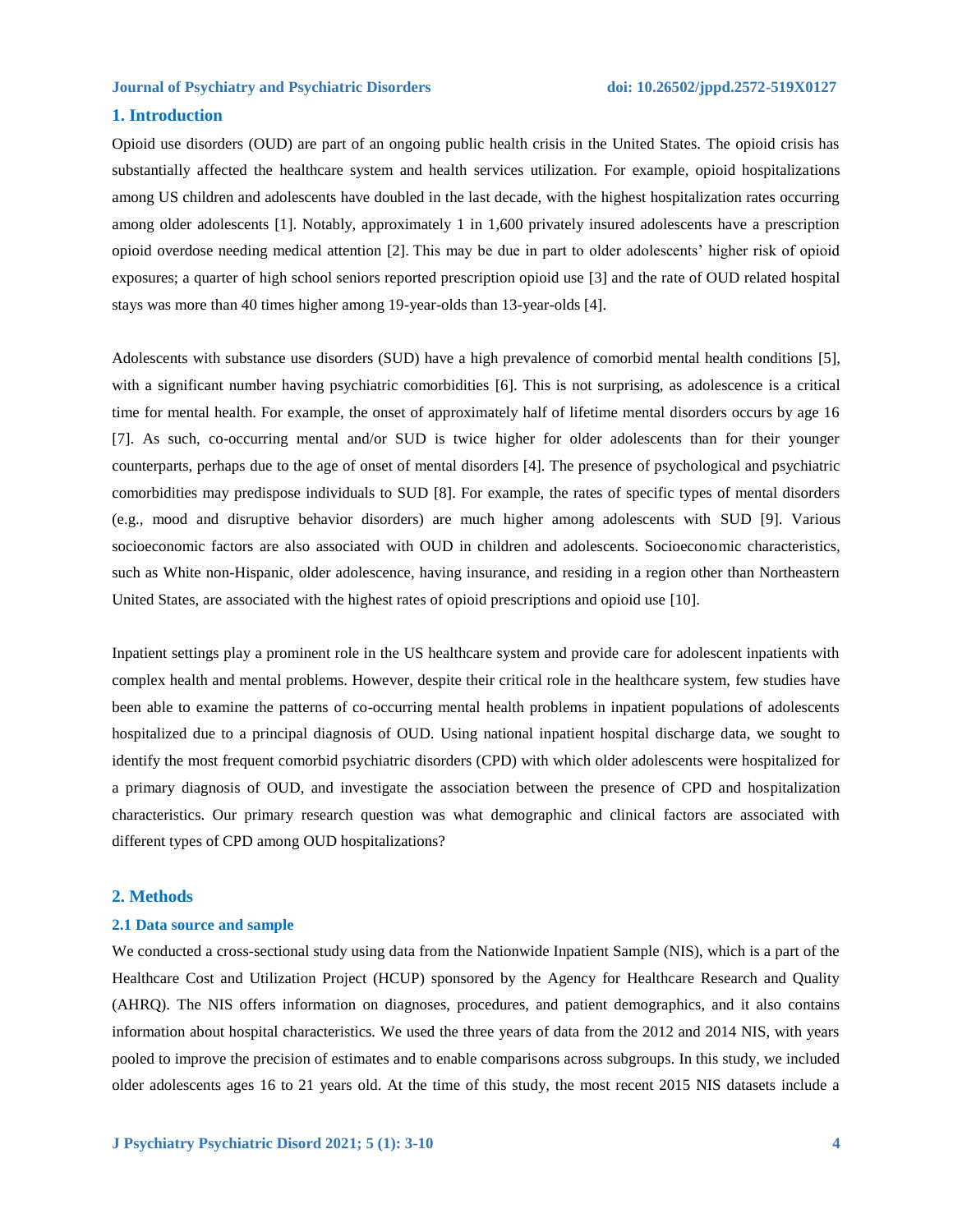## 1. Introduction

Opioid use disorders (OUD) are part of an ongoing public health crisis in the United States. The opioid crisis has substantially affected the healthcare system and health services utilization. For example, opioid hospitalizations among US children and adolescents have doubled in the last decade, with the highest hospitalization rates occurring among older adolescents [1]. Notably, approximately 1 in 1,600 privately insured adolescents have a prescription opioid overdose needing medical attention [2]. This may be due in part to older adolescents' higher risk of opioid exposures; a quarter of high school seniors reported prescription opioid use [3] and the rate of OUD related hospital stays was more than 40 times higher among 19-year-olds than 13-year-olds [4].

Adolescents with substance use disorders (SUD) have a high prevalence of comorbid mental health conditions [5], with a significant number having psychiatric comorbidities [6]. This is not surprising, as adolescence is a critical time for mental health. For example, the onset of approximately half of lifetime mental disorders occurs by age 16 [7]. As such, co-occurring mental and/or SUD is twice higher for older adolescents than for their younger counterparts, perhaps due to the age of onset of mental disorders [4]. The presence of psychological and psychiatric comorbidities may predispose individuals to SUD [8]. For example, the rates of specific types of mental disorders (e.g., mood and disruptive behavior disorders) are much higher among adolescents with SUD [9]. Various socioeconomic factors are also associated with OUD in children and adolescents. Socioeconomic characteristics, such as White non-Hispanic, older adolescence, having insurance, and residing in a region other than Northeastern United States, are associated with the highest rates of opioid prescriptions and opioid use [10].

Inpatient settings play a prominent role in the US healthcare system and provide care for adolescent inpatients with complex health and mental problems. However, despite their critical role in the healthcare system, few studies have been able to examine the patterns of co-occurring mental health problems in inpatient populations of adolescents hospitalized due to a principal diagnosis of OUD. Using national inpatient hospital discharge data, we sought to identify the most frequent comorbid psychiatric disorders (CPD) with which older adolescents were hospitalized for a primary diagnosis of OUD, and investigate the association between the presence of CPD and hospitalization characteristics. Our primary research question was what demographic and clinical factors are associated with different types of CPD among OUD hospitalizations?

## 2. Methods

### 2.1 Data source and sample

We conducted a cross-sectional study using data from the Nationwide Inpatient Sample (NIS), which is a part of the Healthcare Cost and Utilization Project (HCUP) sponsored by the Agency for Healthcare Research and Quality (AHRQ). The NIS offers information on diagnoses, procedures, and patient demographics, and it also contains information about hospital characteristics. We used the three years of data from the 2012 and 2014 NIS, with years pooled to improve the precision of estimates and to enable comparisons across subgroups. In this study, we included older adolescents ages 16 to 21 years old. At the time of this study, the most recent 2015 NIS datasets include a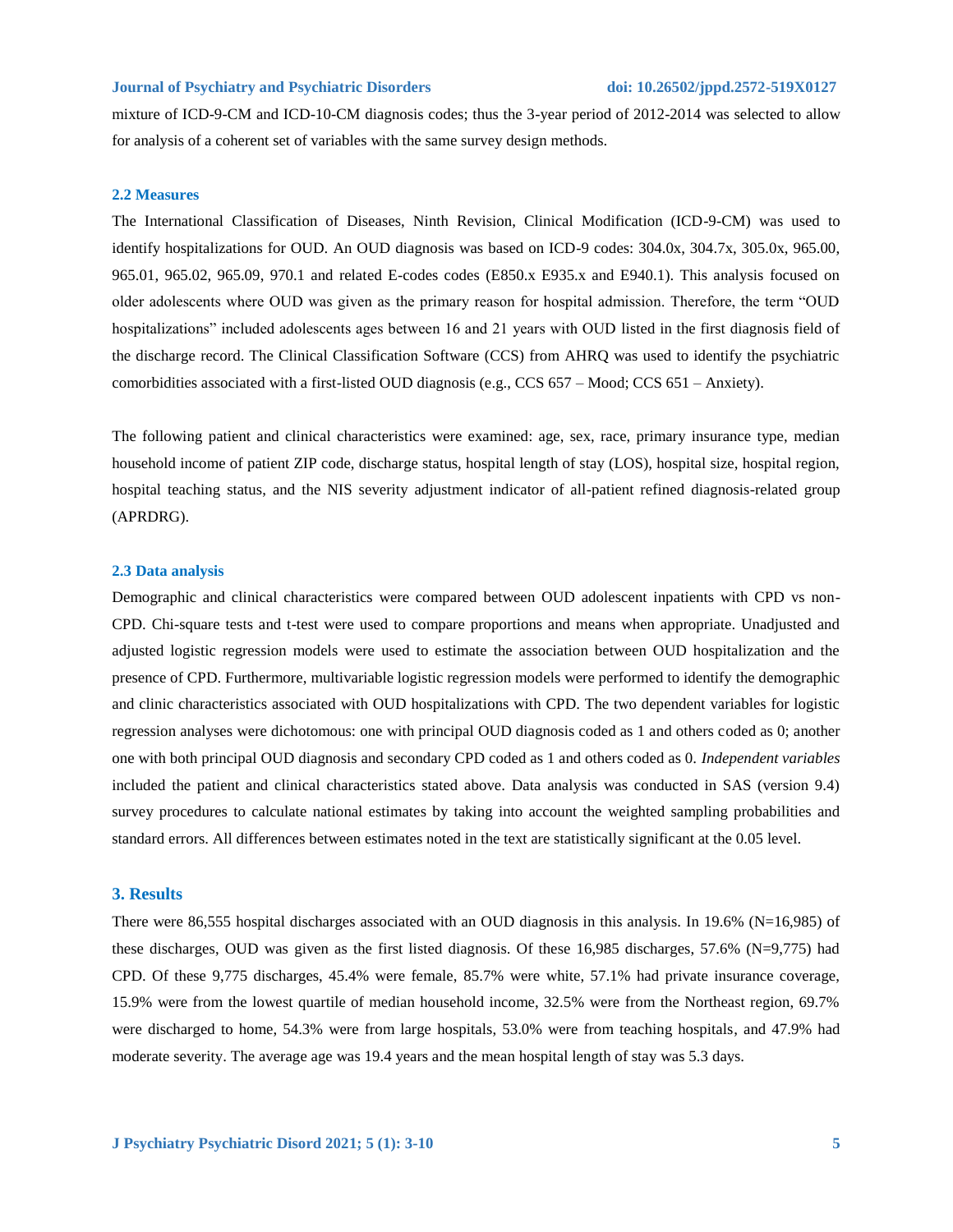mixture of ICD-9-CM and ICD-10-CM diagnosis codes; thus the 3-year period of 2012-2014 was selected to allow for analysis of a coherent set of variables with the same survey design methods.

### 2.2 Measures

The International Classification of Diseases, Ninth Revision, Clinical Modification (ICD-9-CM) was used to identify hospitalizations for OUD. An OUD diagnosis was based on ICD-9 codes: 304.0x, 304.7x, 305.0x, 965.00, 965.01, 965.02, 965.09, 970.1 and related E-codes codes (E850.x E935.x and E940.1). This analysis focused on older adolescents where OUD was given as the primary reason for hospital admission. Therefore, the term "OUD hospitalizations" included adolescents ages between 16 and 21 years with OUD listed in the first diagnosis field of the discharge record. The Clinical Classification Software (CCS) from AHRQ was used to identify the psychiatric comorbidities associated with a first-listed OUD diagnosis (e.g., CCS 657 – Mood; CCS 651 – Anxiety).

The following patient and clinical characteristics were examined: age, sex, race, primary insurance type, median household income of patient ZIP code, discharge status, hospital length of stay (LOS), hospital size, hospital region, hospital teaching status, and the NIS severity adjustment indicator of all-patient refined diagnosis-related group (APRDRG).

### 2.3 Data analysis

Demographic and clinical characteristics were compared between OUD adolescent inpatients with CPD vs non-CPD. Chi-square tests and t-test were used to compare proportions and means when appropriate. Unadjusted and adjusted logistic regression models were used to estimate the association between OUD hospitalization and the presence of CPD. Furthermore, multivariable logistic regression models were performed to identify the demographic and clinic characteristics associated with OUD hospitalizations with CPD. The two dependent variables for logistic regression analyses were dichotomous: one with principal OUD diagnosis coded as 1 and others coded as 0; another one with both principal OUD diagnosis and secondary CPD coded as 1 and others coded as 0. *Independent variables* included the patient and clinical characteristics stated above. Data analysis was conducted in SAS (version 9.4) survey procedures to calculate national estimates by taking into account the weighted sampling probabilities and standard errors. All differences between estimates noted in the text are statistically significant at the 0.05 level.

## 3. Results

There were 86,555 hospital discharges associated with an OUD diagnosis in this analysis. In 19.6% (N=16,985) of these discharges, OUD was given as the first listed diagnosis. Of these 16,985 discharges, 57.6% (N=9,775) had CPD. Of these 9,775 discharges, 45.4% were female, 85.7% were white, 57.1% had private insurance coverage, 15.9% were from the lowest quartile of median household income, 32.5% were from the Northeast region, 69.7% were discharged to home, 54.3% were from large hospitals, 53.0% were from teaching hospitals, and 47.9% had moderate severity. The average age was 19.4 years and the mean hospital length of stay was 5.3 days.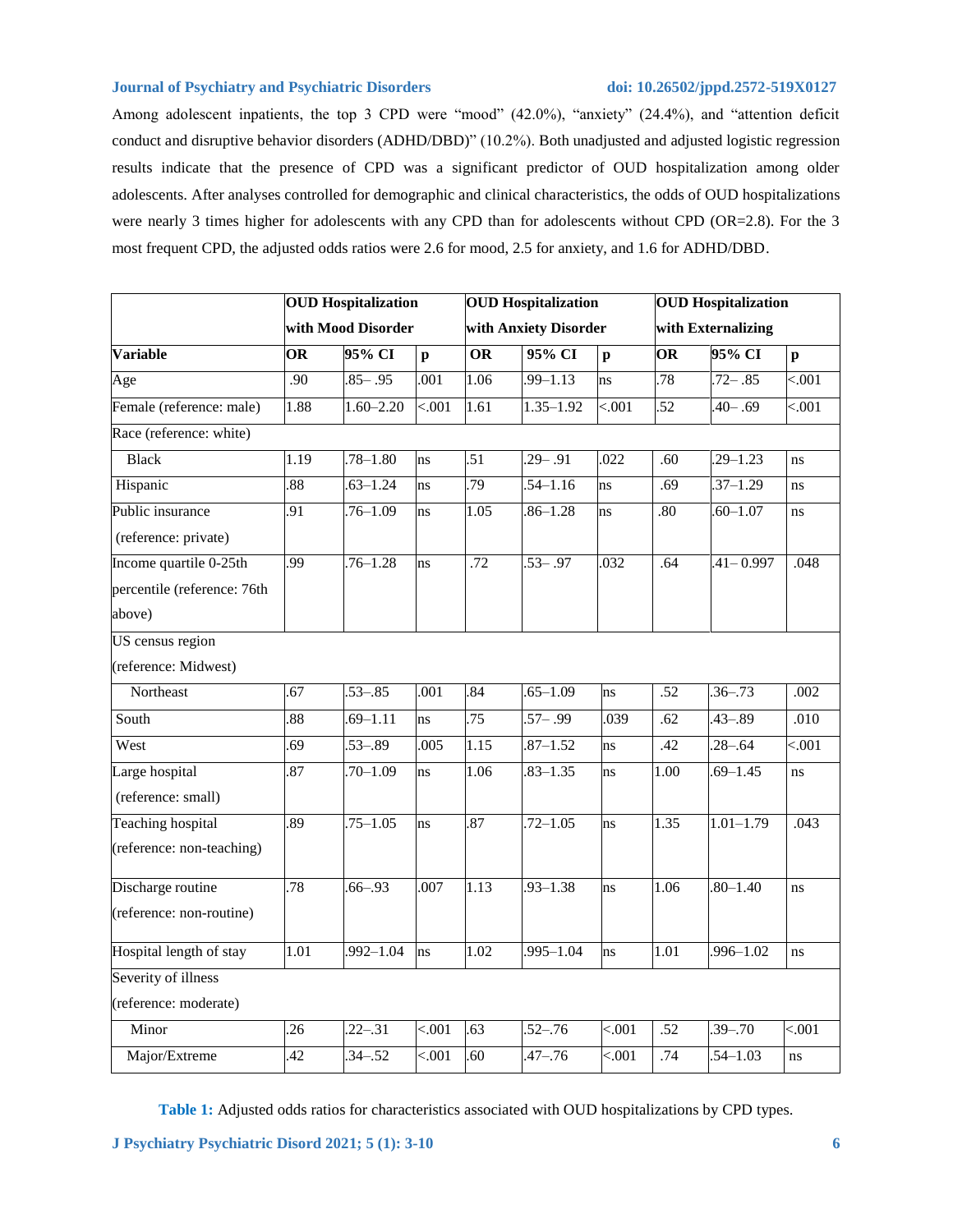Among adolescent inpatients, the top 3 CPD were "mood" (42.0%), "anxiety" (24.4%), and "attention deficit conduct and disruptive behavior disorders (ADHD/DBD)" (10.2%). Both unadjusted and adjusted logistic regression results indicate that the presence of CPD was a significant predictor of OUD hospitalization among older adolescents. After analyses controlled for demographic and clinical characteristics, the odds of OUD hospitalizations were nearly 3 times higher for adolescents with any CPD than for adolescents without CPD (OR=2.8). For the 3 most frequent CPD, the adjusted odds ratios were 2.6 for mood, 2.5 for anxiety, and 1.6 for ADHD/DBD.

| | OUD Hospitalization with Mood Disorder | | | OUD Hospitalization with Anxiety Disorder | | | OUD Hospitalization with Externalizing | | |
|---|---|---|---|---|---|---|---|---|---|
| **Variable** | **OR** | **95% CI** | **p** | **OR** | **95% CI** | **p** | **OR** | **95% CI** | **p** |
| Age | .90 | .85– .95 | .001 | 1.06 | .99–1.13 | ns | .78 | .72– .85 | <.001 |
| Female (reference: male) | 1.88 | 1.60–2.20 | <.001 | 1.61 | 1.35–1.92 | <.001 | .52 | .40– .69 | <.001 |
| Race (reference: white) | | | | | | | | | |
| Black | 1.19 | .78–1.80 | ns | .51 | .29– .91 | .022 | .60 | .29–1.23 | ns |
| Hispanic | .88 | .63–1.24 | ns | .79 | .54–1.16 | ns | .69 | .37–1.29 | ns |
| Public insurance (reference: private) | .91 | .76–1.09 | ns | 1.05 | .86–1.28 | ns | .80 | .60–1.07 | ns |
| Income quartile 0-25th percentile (reference: 76th above) | .99 | .76–1.28 | ns | .72 | .53– .97 | .032 | .64 | .41– 0.997 | .048 |
| US census region (reference: Midwest) | | | | | | | | | |
| Northeast | .67 | .53–.85 | .001 | .84 | .65–1.09 | ns | .52 | .36–.73 | .002 |
| South | .88 | .69–1.11 | ns | .75 | .57– .99 | .039 | .62 | .43–.89 | .010 |
| West | .69 | .53–.89 | .005 | 1.15 | .87–1.52 | ns | .42 | .28–.64 | <.001 |
| Large hospital (reference: small) | .87 | .70–1.09 | ns | 1.06 | .83–1.35 | ns | 1.00 | .69–1.45 | ns |
| Teaching hospital (reference: non-teaching) | .89 | .75–1.05 | ns | .87 | .72–1.05 | ns | 1.35 | 1.01–1.79 | .043 |
| Discharge routine (reference: non-routine) | .78 | .66–.93 | .007 | 1.13 | .93–1.38 | ns | 1.06 | .80–1.40 | ns |
| Hospital length of stay | 1.01 | .992–1.04 | ns | 1.02 | .995–1.04 | ns | 1.01 | .996–1.02 | ns |
| Severity of illness (reference: moderate) | | | | | | | | | |
| Minor | .26 | .22–.31 | <.001 | .63 | .52–.76 | <.001 | .52 | .39–.70 | <.001 |
| Major/Extreme | .42 | .34–.52 | <.001 | .60 | .47–.76 | <.001 | .74 | .54–1.03 | ns |

**Table 1:** Adjusted odds ratios for characteristics associated with OUD hospitalizations by CPD types.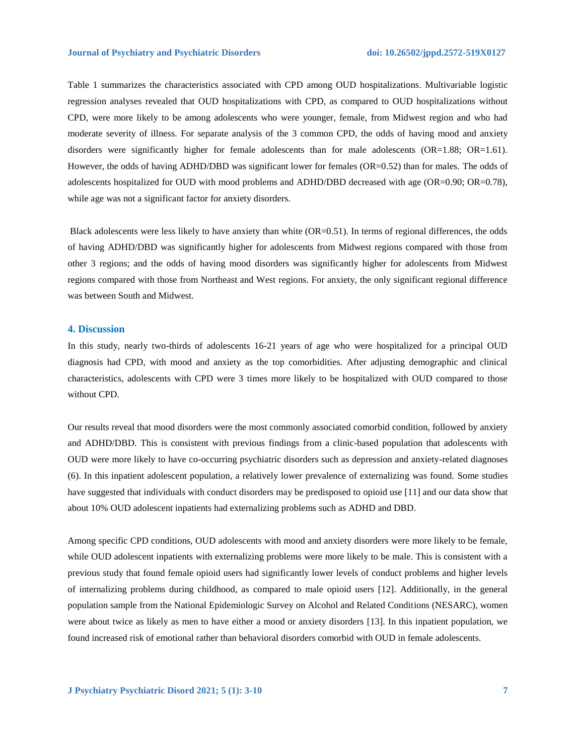Table 1 summarizes the characteristics associated with CPD among OUD hospitalizations. Multivariable logistic regression analyses revealed that OUD hospitalizations with CPD, as compared to OUD hospitalizations without CPD, were more likely to be among adolescents who were younger, female, from Midwest region and who had moderate severity of illness. For separate analysis of the 3 common CPD, the odds of having mood and anxiety disorders were significantly higher for female adolescents than for male adolescents (OR=1.88; OR=1.61). However, the odds of having ADHD/DBD was significant lower for females (OR=0.52) than for males. The odds of adolescents hospitalized for OUD with mood problems and ADHD/DBD decreased with age (OR=0.90; OR=0.78), while age was not a significant factor for anxiety disorders.

Black adolescents were less likely to have anxiety than white (OR=0.51). In terms of regional differences, the odds of having ADHD/DBD was significantly higher for adolescents from Midwest regions compared with those from other 3 regions; and the odds of having mood disorders was significantly higher for adolescents from Midwest regions compared with those from Northeast and West regions. For anxiety, the only significant regional difference was between South and Midwest.

## 4. Discussion

In this study, nearly two-thirds of adolescents 16-21 years of age who were hospitalized for a principal OUD diagnosis had CPD, with mood and anxiety as the top comorbidities. After adjusting demographic and clinical characteristics, adolescents with CPD were 3 times more likely to be hospitalized with OUD compared to those without CPD.

Our results reveal that mood disorders were the most commonly associated comorbid condition, followed by anxiety and ADHD/DBD. This is consistent with previous findings from a clinic-based population that adolescents with OUD were more likely to have co-occurring psychiatric disorders such as depression and anxiety-related diagnoses (6). In this inpatient adolescent population, a relatively lower prevalence of externalizing was found. Some studies have suggested that individuals with conduct disorders may be predisposed to opioid use [11] and our data show that about 10% OUD adolescent inpatients had externalizing problems such as ADHD and DBD.

Among specific CPD conditions, OUD adolescents with mood and anxiety disorders were more likely to be female, while OUD adolescent inpatients with externalizing problems were more likely to be male. This is consistent with a previous study that found female opioid users had significantly lower levels of conduct problems and higher levels of internalizing problems during childhood, as compared to male opioid users [12]. Additionally, in the general population sample from the National Epidemiologic Survey on Alcohol and Related Conditions (NESARC), women were about twice as likely as men to have either a mood or anxiety disorders [13]. In this inpatient population, we found increased risk of emotional rather than behavioral disorders comorbid with OUD in female adolescents.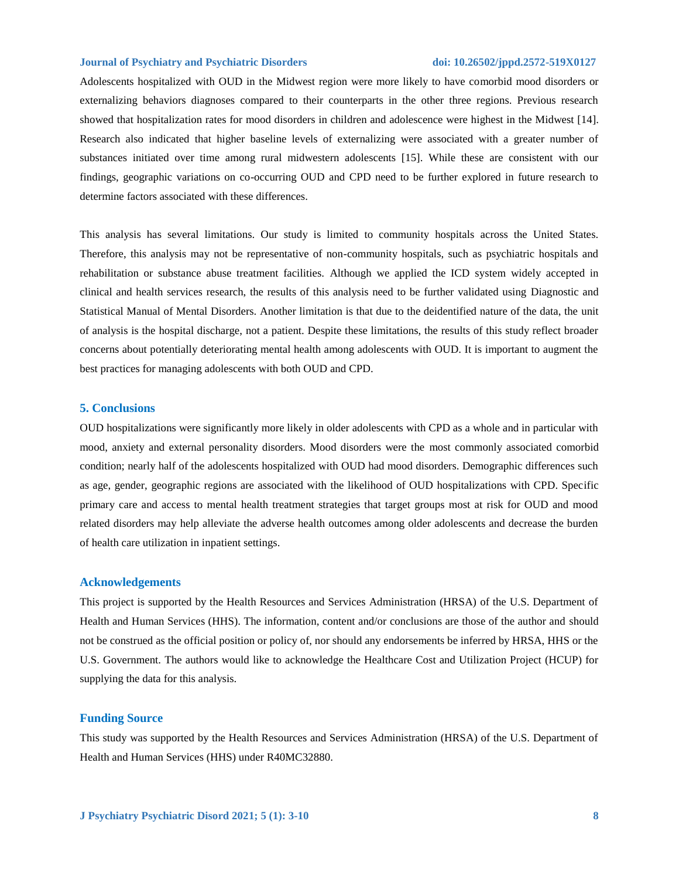Adolescents hospitalized with OUD in the Midwest region were more likely to have comorbid mood disorders or externalizing behaviors diagnoses compared to their counterparts in the other three regions. Previous research showed that hospitalization rates for mood disorders in children and adolescence were highest in the Midwest [14]. Research also indicated that higher baseline levels of externalizing were associated with a greater number of substances initiated over time among rural midwestern adolescents [15]. While these are consistent with our findings, geographic variations on co-occurring OUD and CPD need to be further explored in future research to determine factors associated with these differences.

This analysis has several limitations. Our study is limited to community hospitals across the United States. Therefore, this analysis may not be representative of non-community hospitals, such as psychiatric hospitals and rehabilitation or substance abuse treatment facilities. Although we applied the ICD system widely accepted in clinical and health services research, the results of this analysis need to be further validated using Diagnostic and Statistical Manual of Mental Disorders. Another limitation is that due to the deidentified nature of the data, the unit of analysis is the hospital discharge, not a patient. Despite these limitations, the results of this study reflect broader concerns about potentially deteriorating mental health among adolescents with OUD. It is important to augment the best practices for managing adolescents with both OUD and CPD.

## 5. Conclusions

OUD hospitalizations were significantly more likely in older adolescents with CPD as a whole and in particular with mood, anxiety and external personality disorders. Mood disorders were the most commonly associated comorbid condition; nearly half of the adolescents hospitalized with OUD had mood disorders. Demographic differences such as age, gender, geographic regions are associated with the likelihood of OUD hospitalizations with CPD. Specific primary care and access to mental health treatment strategies that target groups most at risk for OUD and mood related disorders may help alleviate the adverse health outcomes among older adolescents and decrease the burden of health care utilization in inpatient settings.

## Acknowledgements

This project is supported by the Health Resources and Services Administration (HRSA) of the U.S. Department of Health and Human Services (HHS). The information, content and/or conclusions are those of the author and should not be construed as the official position or policy of, nor should any endorsements be inferred by HRSA, HHS or the U.S. Government. The authors would like to acknowledge the Healthcare Cost and Utilization Project (HCUP) for supplying the data for this analysis.

## Funding Source

This study was supported by the Health Resources and Services Administration (HRSA) of the U.S. Department of Health and Human Services (HHS) under R40MC32880.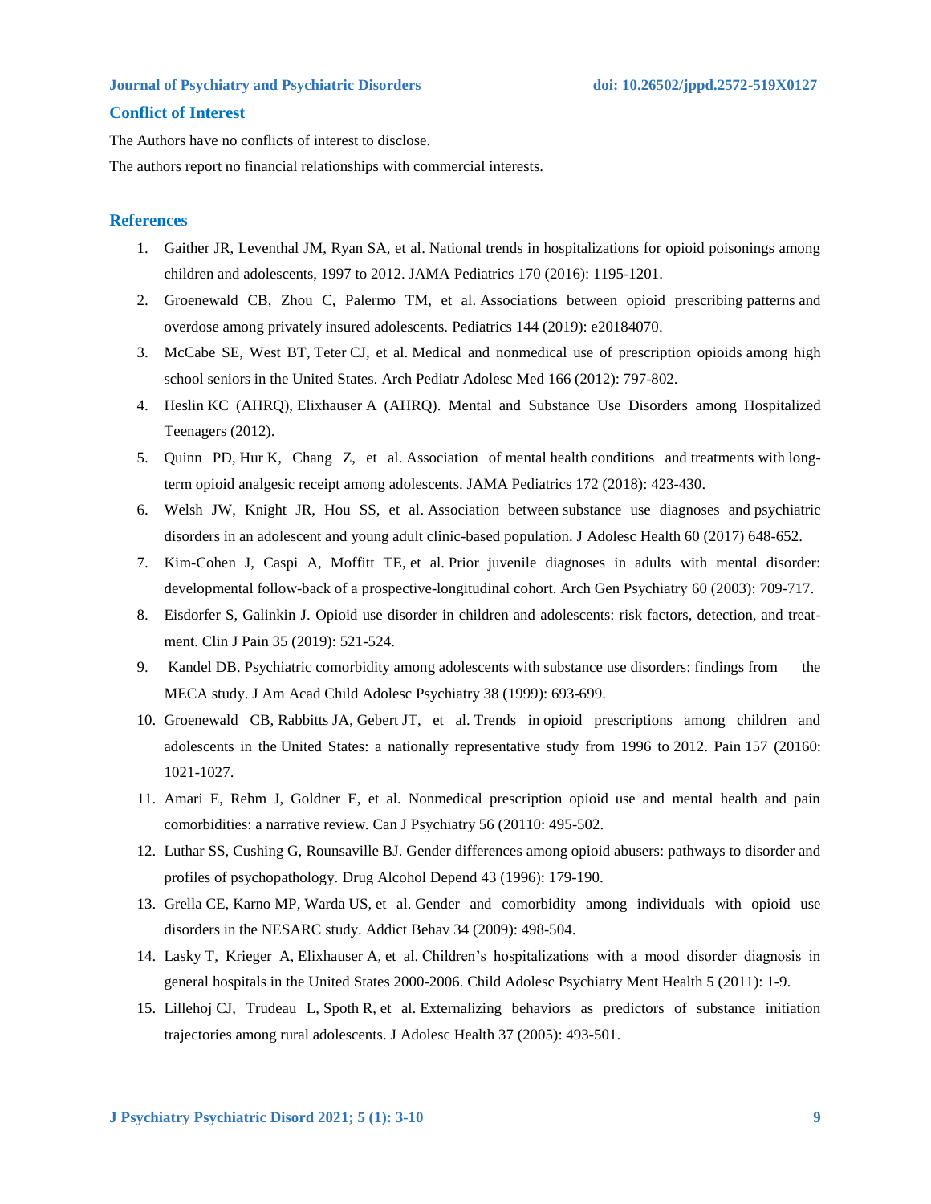## Conflict of Interest

The Authors have no conflicts of interest to disclose.

The authors report no financial relationships with commercial interests.

## References

1. Gaither JR, Leventhal JM, Ryan SA, et al. National trends in hospitalizations for opioid poisonings among children and adolescents, 1997 to 2012. JAMA Pediatrics 170 (2016): 1195-1201.
2. Groenewald CB, Zhou C, Palermo TM, et al. Associations between opioid prescribing patterns and overdose among privately insured adolescents. Pediatrics 144 (2019): e20184070.
3. McCabe SE, West BT, Teter CJ, et al. Medical and nonmedical use of prescription opioids among high school seniors in the United States. Arch Pediatr Adolesc Med 166 (2012): 797-802.
4. Heslin KC (AHRQ), Elixhauser A (AHRQ). Mental and Substance Use Disorders among Hospitalized Teenagers (2012).
5. Quinn PD, Hur K, Chang Z, et al. Association of mental health conditions and treatments with long-term opioid analgesic receipt among adolescents. JAMA Pediatrics 172 (2018): 423-430.
6. Welsh JW, Knight JR, Hou SS, et al. Association between substance use diagnoses and psychiatric disorders in an adolescent and young adult clinic-based population. J Adolesc Health 60 (2017) 648-652.
7. Kim-Cohen J, Caspi A, Moffitt TE, et al. Prior juvenile diagnoses in adults with mental disorder: developmental follow-back of a prospective-longitudinal cohort. Arch Gen Psychiatry 60 (2003): 709-717.
8. Eisdorfer S, Galinkin J. Opioid use disorder in children and adolescents: risk factors, detection, and treatment. Clin J Pain 35 (2019): 521-524.
9. Kandel DB. Psychiatric comorbidity among adolescents with substance use disorders: findings from the MECA study. J Am Acad Child Adolesc Psychiatry 38 (1999): 693-699.
10. Groenewald CB, Rabbitts JA, Gebert JT, et al. Trends in opioid prescriptions among children and adolescents in the United States: a nationally representative study from 1996 to 2012. Pain 157 (20160: 1021-1027.
11. Amari E, Rehm J, Goldner E, et al. Nonmedical prescription opioid use and mental health and pain comorbidities: a narrative review. Can J Psychiatry 56 (20110: 495-502.
12. Luthar SS, Cushing G, Rounsaville BJ. Gender differences among opioid abusers: pathways to disorder and profiles of psychopathology. Drug Alcohol Depend 43 (1996): 179-190.
13. Grella CE, Karno MP, Warda US, et al. Gender and comorbidity among individuals with opioid use disorders in the NESARC study. Addict Behav 34 (2009): 498-504.
14. Lasky T, Krieger A, Elixhauser A, et al. Children's hospitalizations with a mood disorder diagnosis in general hospitals in the United States 2000-2006. Child Adolesc Psychiatry Ment Health 5 (2011): 1-9.
15. Lillehoj CJ, Trudeau L, Spoth R, et al. Externalizing behaviors as predictors of substance initiation trajectories among rural adolescents. J Adolesc Health 37 (2005): 493-501.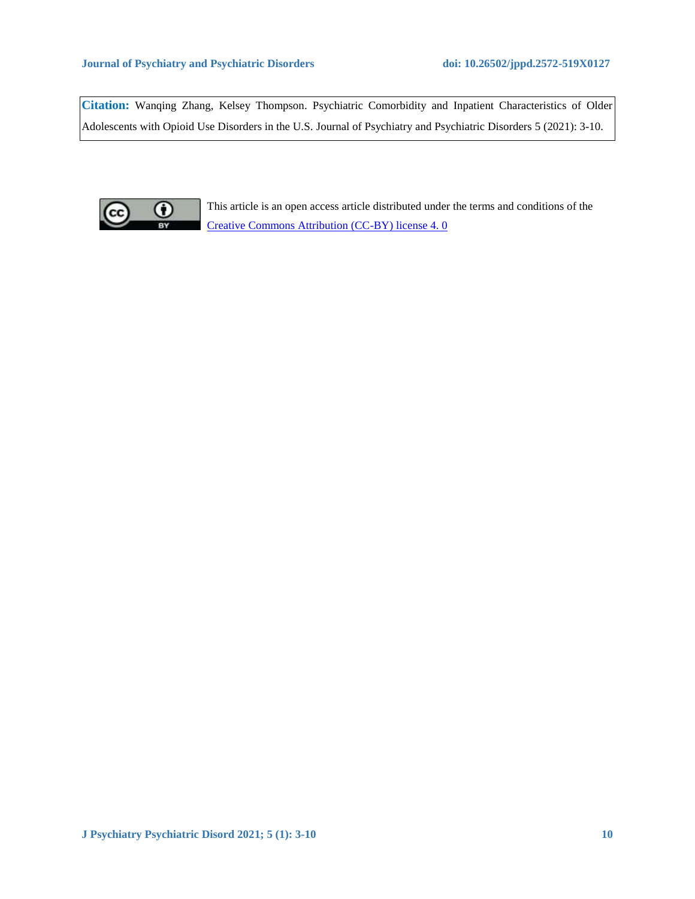**Citation:** Wanqing Zhang, Kelsey Thompson. Psychiatric Comorbidity and Inpatient Characteristics of Older Adolescents with Opioid Use Disorders in the U.S. Journal of Psychiatry and Psychiatric Disorders 5 (2021): 3-10.

This article is an open access article distributed under the terms and conditions of the Creative Commons Attribution (CC-BY) license 4. 0